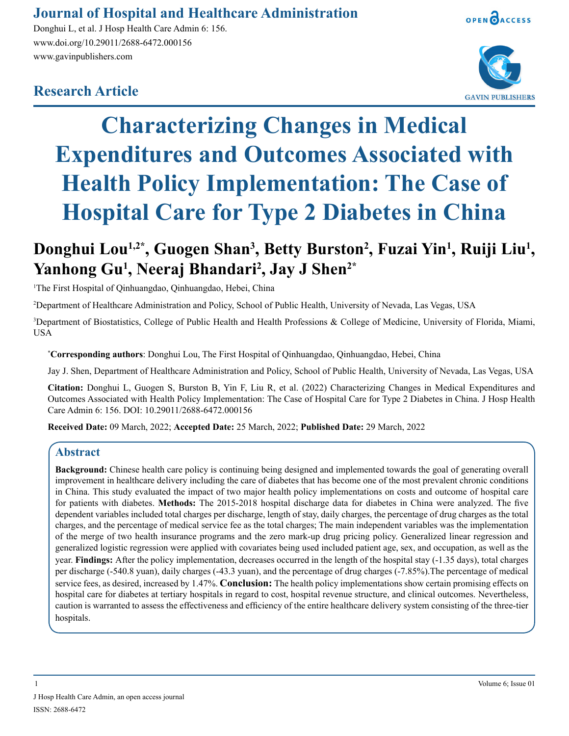Journal of Hospital and Healthcare Administration

Donghui L, et al. J Hosp Health Care Admin 6: 156.
www.doi.org/10.29011/2688-6472.000156
www.gavinpublishers.com

**Research Article**

# Characterizing Changes in Medical Expenditures and Outcomes Associated with Health Policy Implementation: The Case of Hospital Care for Type 2 Diabetes in China

**Donghui Lou[1,2*], Guogen Shan[3], Betty Burston[2], Fuzai Yin[1], Ruiji Liu[1], Yanhong Gu[1], Neeraj Bhandari[2], Jay J Shen[2*]**

[1]The First Hospital of Qinhuangdao, Qinhuangdao, Hebei, China

[2]Department of Healthcare Administration and Policy, School of Public Health, University of Nevada, Las Vegas, USA

[3]Department of Biostatistics, College of Public Health and Health Professions & College of Medicine, University of Florida, Miami, USA

***Corresponding authors**: Donghui Lou, The First Hospital of Qinhuangdao, Qinhuangdao, Hebei, China

Jay J. Shen, Department of Healthcare Administration and Policy, School of Public Health, University of Nevada, Las Vegas, USA

**Citation:** Donghui L, Guogen S, Burston B, Yin F, Liu R, et al. (2022) Characterizing Changes in Medical Expenditures and Outcomes Associated with Health Policy Implementation: The Case of Hospital Care for Type 2 Diabetes in China. J Hosp Health Care Admin 6: 156. DOI: 10.29011/2688-6472.000156

**Received Date:** 09 March, 2022; **Accepted Date:** 25 March, 2022; **Published Date:** 29 March, 2022

## Abstract

**Background:** Chinese health care policy is continuing being designed and implemented towards the goal of generating overall improvement in healthcare delivery including the care of diabetes that has become one of the most prevalent chronic conditions in China. This study evaluated the impact of two major health policy implementations on costs and outcome of hospital care for patients with diabetes. **Methods:** The 2015-2018 hospital discharge data for diabetes in China were analyzed. The five dependent variables included total charges per discharge, length of stay, daily charges, the percentage of drug charges as the total charges, and the percentage of medical service fee as the total charges; The main independent variables was the implementation of the merge of two health insurance programs and the zero mark-up drug pricing policy. Generalized linear regression and generalized logistic regression were applied with covariates being used included patient age, sex, and occupation, as well as the year. **Findings:** After the policy implementation, decreases occurred in the length of the hospital stay (-1.35 days), total charges per discharge (-540.8 yuan), daily charges (-43.3 yuan), and the percentage of drug charges (-7.85%).The percentage of medical service fees, as desired, increased by 1.47%. **Conclusion:** The health policy implementations show certain promising effects on hospital care for diabetes at tertiary hospitals in regard to cost, hospital revenue structure, and clinical outcomes. Nevertheless, caution is warranted to assess the effectiveness and efficiency of the entire healthcare delivery system consisting of the three-tier hospitals.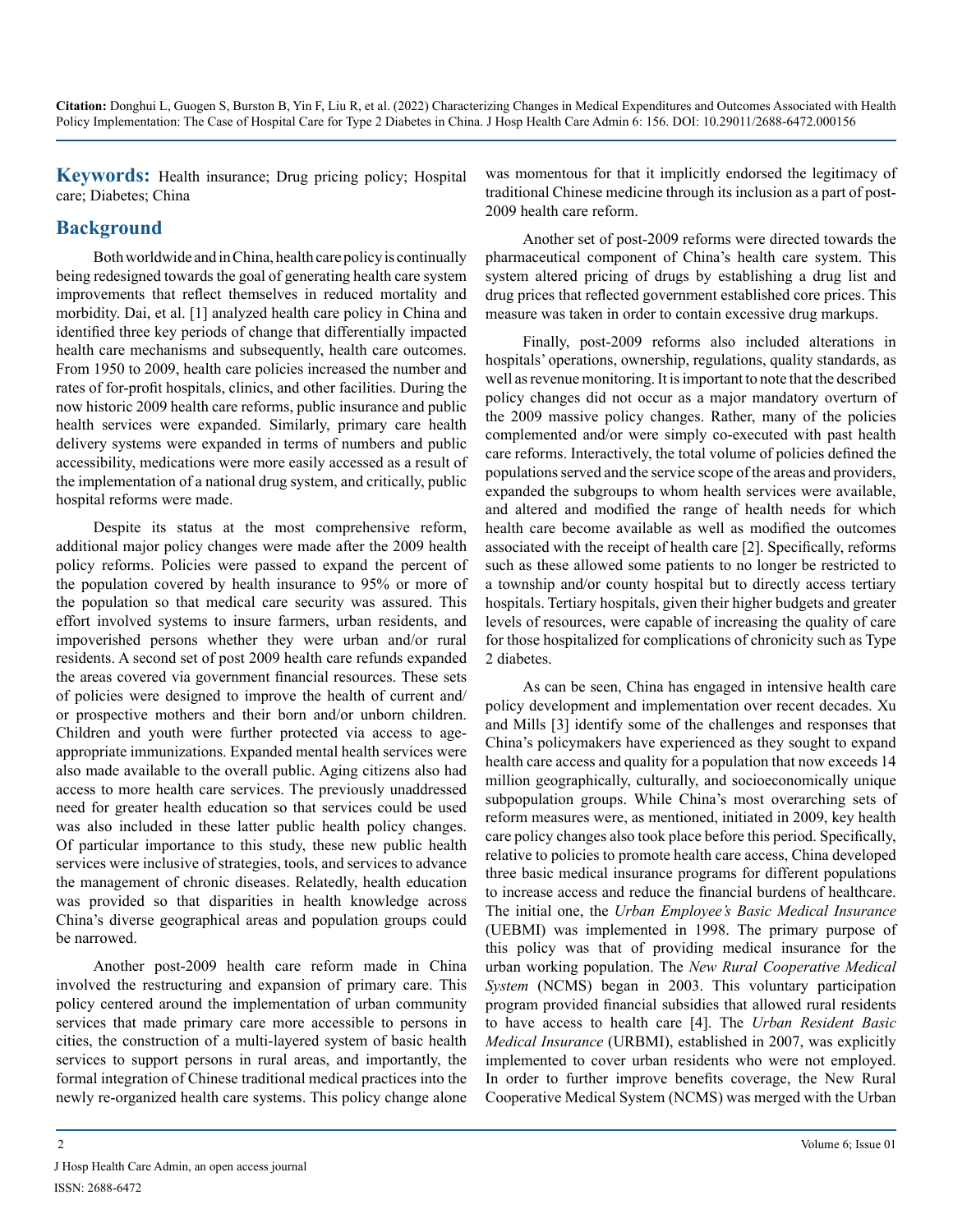**Keywords:** Health insurance; Drug pricing policy; Hospital care; Diabetes; China

## Background

Both worldwide and in China, health care policy is continually being redesigned towards the goal of generating health care system improvements that reflect themselves in reduced mortality and morbidity. Dai, et al. [1] analyzed health care policy in China and identified three key periods of change that differentially impacted health care mechanisms and subsequently, health care outcomes. From 1950 to 2009, health care policies increased the number and rates of for-profit hospitals, clinics, and other facilities. During the now historic 2009 health care reforms, public insurance and public health services were expanded. Similarly, primary care health delivery systems were expanded in terms of numbers and public accessibility, medications were more easily accessed as a result of the implementation of a national drug system, and critically, public hospital reforms were made.

Despite its status at the most comprehensive reform, additional major policy changes were made after the 2009 health policy reforms. Policies were passed to expand the percent of the population covered by health insurance to 95% or more of the population so that medical care security was assured. This effort involved systems to insure farmers, urban residents, and impoverished persons whether they were urban and/or rural residents. A second set of post 2009 health care refunds expanded the areas covered via government financial resources. These sets of policies were designed to improve the health of current and/or prospective mothers and their born and/or unborn children. Children and youth were further protected via access to age-appropriate immunizations. Expanded mental health services were also made available to the overall public. Aging citizens also had access to more health care services. The previously unaddressed need for greater health education so that services could be used was also included in these latter public health policy changes. Of particular importance to this study, these new public health services were inclusive of strategies, tools, and services to advance the management of chronic diseases. Relatedly, health education was provided so that disparities in health knowledge across China's diverse geographical areas and population groups could be narrowed.

Another post-2009 health care reform made in China involved the restructuring and expansion of primary care. This policy centered around the implementation of urban community services that made primary care more accessible to persons in cities, the construction of a multi-layered system of basic health services to support persons in rural areas, and importantly, the formal integration of Chinese traditional medical practices into the newly re-organized health care systems. This policy change alone was momentous for that it implicitly endorsed the legitimacy of traditional Chinese medicine through its inclusion as a part of post-2009 health care reform.

Another set of post-2009 reforms were directed towards the pharmaceutical component of China's health care system. This system altered pricing of drugs by establishing a drug list and drug prices that reflected government established core prices. This measure was taken in order to contain excessive drug markups.

Finally, post-2009 reforms also included alterations in hospitals' operations, ownership, regulations, quality standards, as well as revenue monitoring. It is important to note that the described policy changes did not occur as a major mandatory overturn of the 2009 massive policy changes. Rather, many of the policies complemented and/or were simply co-executed with past health care reforms. Interactively, the total volume of policies defined the populations served and the service scope of the areas and providers, expanded the subgroups to whom health services were available, and altered and modified the range of health needs for which health care become available as well as modified the outcomes associated with the receipt of health care [2]. Specifically, reforms such as these allowed some patients to no longer be restricted to a township and/or county hospital but to directly access tertiary hospitals. Tertiary hospitals, given their higher budgets and greater levels of resources, were capable of increasing the quality of care for those hospitalized for complications of chronicity such as Type 2 diabetes.

As can be seen, China has engaged in intensive health care policy development and implementation over recent decades. Xu and Mills [3] identify some of the challenges and responses that China's policymakers have experienced as they sought to expand health care access and quality for a population that now exceeds 14 million geographically, culturally, and socioeconomically unique subpopulation groups. While China's most overarching sets of reform measures were, as mentioned, initiated in 2009, key health care policy changes also took place before this period. Specifically, relative to policies to promote health care access, China developed three basic medical insurance programs for different populations to increase access and reduce the financial burdens of healthcare. The initial one, the *Urban Employee's Basic Medical Insurance* (UEBMI) was implemented in 1998. The primary purpose of this policy was that of providing medical insurance for the urban working population. The *New Rural Cooperative Medical System* (NCMS) began in 2003. This voluntary participation program provided financial subsidies that allowed rural residents to have access to health care [4]. The *Urban Resident Basic Medical Insurance* (URBMI), established in 2007, was explicitly implemented to cover urban residents who were not employed. In order to further improve benefits coverage, the New Rural Cooperative Medical System (NCMS) was merged with the Urban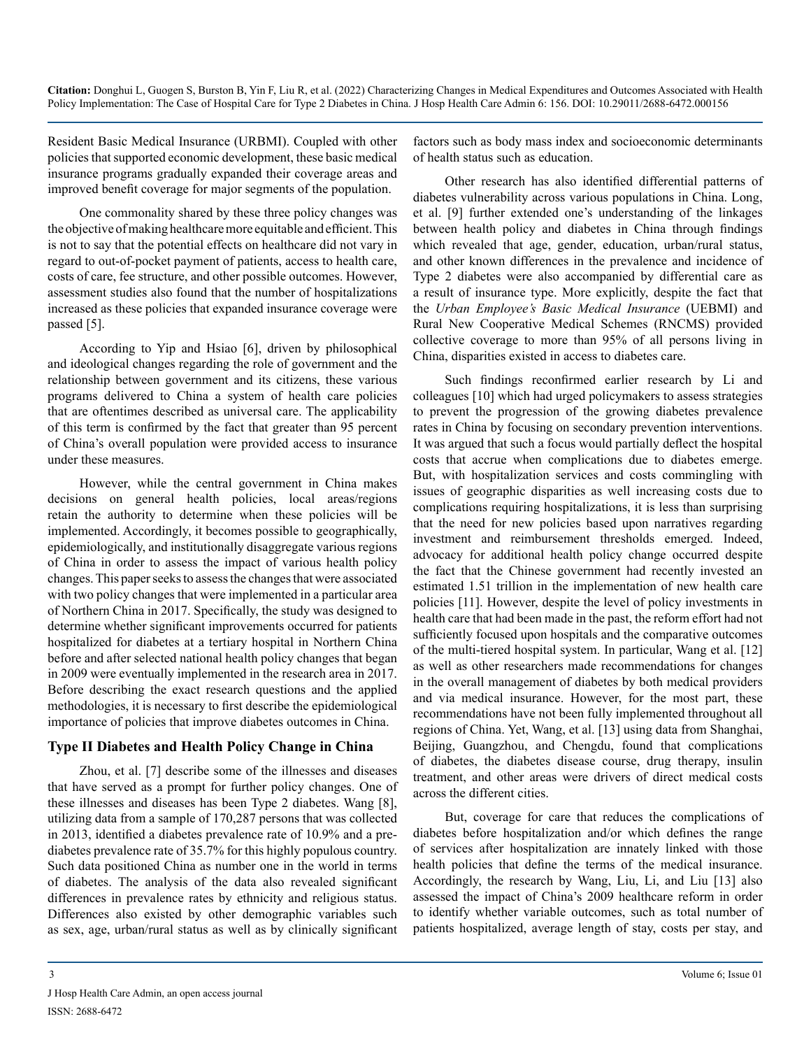Resident Basic Medical Insurance (URBMI). Coupled with other policies that supported economic development, these basic medical insurance programs gradually expanded their coverage areas and improved benefit coverage for major segments of the population.

One commonality shared by these three policy changes was the objective of making healthcare more equitable and efficient. This is not to say that the potential effects on healthcare did not vary in regard to out-of-pocket payment of patients, access to health care, costs of care, fee structure, and other possible outcomes. However, assessment studies also found that the number of hospitalizations increased as these policies that expanded insurance coverage were passed [5].

According to Yip and Hsiao [6], driven by philosophical and ideological changes regarding the role of government and the relationship between government and its citizens, these various programs delivered to China a system of health care policies that are oftentimes described as universal care. The applicability of this term is confirmed by the fact that greater than 95 percent of China's overall population were provided access to insurance under these measures.

However, while the central government in China makes decisions on general health policies, local areas/regions retain the authority to determine when these policies will be implemented. Accordingly, it becomes possible to geographically, epidemiologically, and institutionally disaggregate various regions of China in order to assess the impact of various health policy changes. This paper seeks to assess the changes that were associated with two policy changes that were implemented in a particular area of Northern China in 2017. Specifically, the study was designed to determine whether significant improvements occurred for patients hospitalized for diabetes at a tertiary hospital in Northern China before and after selected national health policy changes that began in 2009 were eventually implemented in the research area in 2017. Before describing the exact research questions and the applied methodologies, it is necessary to first describe the epidemiological importance of policies that improve diabetes outcomes in China.

## Type II Diabetes and Health Policy Change in China

Zhou, et al. [7] describe some of the illnesses and diseases that have served as a prompt for further policy changes. One of these illnesses and diseases has been Type 2 diabetes. Wang [8], utilizing data from a sample of 170,287 persons that was collected in 2013, identified a diabetes prevalence rate of 10.9% and a pre-diabetes prevalence rate of 35.7% for this highly populous country. Such data positioned China as number one in the world in terms of diabetes. The analysis of the data also revealed significant differences in prevalence rates by ethnicity and religious status. Differences also existed by other demographic variables such as sex, age, urban/rural status as well as by clinically significant factors such as body mass index and socioeconomic determinants of health status such as education.

Other research has also identified differential patterns of diabetes vulnerability across various populations in China. Long, et al. [9] further extended one's understanding of the linkages between health policy and diabetes in China through findings which revealed that age, gender, education, urban/rural status, and other known differences in the prevalence and incidence of Type 2 diabetes were also accompanied by differential care as a result of insurance type. More explicitly, despite the fact that the *Urban Employee's Basic Medical Insurance* (UEBMI) and Rural New Cooperative Medical Schemes (RNCMS) provided collective coverage to more than 95% of all persons living in China, disparities existed in access to diabetes care.

Such findings reconfirmed earlier research by Li and colleagues [10] which had urged policymakers to assess strategies to prevent the progression of the growing diabetes prevalence rates in China by focusing on secondary prevention interventions. It was argued that such a focus would partially deflect the hospital costs that accrue when complications due to diabetes emerge. But, with hospitalization services and costs commingling with issues of geographic disparities as well increasing costs due to complications requiring hospitalizations, it is less than surprising that the need for new policies based upon narratives regarding investment and reimbursement thresholds emerged. Indeed, advocacy for additional health policy change occurred despite the fact that the Chinese government had recently invested an estimated 1.51 trillion in the implementation of new health care policies [11]. However, despite the level of policy investments in health care that had been made in the past, the reform effort had not sufficiently focused upon hospitals and the comparative outcomes of the multi-tiered hospital system. In particular, Wang et al. [12] as well as other researchers made recommendations for changes in the overall management of diabetes by both medical providers and via medical insurance. However, for the most part, these recommendations have not been fully implemented throughout all regions of China. Yet, Wang, et al. [13] using data from Shanghai, Beijing, Guangzhou, and Chengdu, found that complications of diabetes, the diabetes disease course, drug therapy, insulin treatment, and other areas were drivers of direct medical costs across the different cities.

But, coverage for care that reduces the complications of diabetes before hospitalization and/or which defines the range of services after hospitalization are innately linked with those health policies that define the terms of the medical insurance. Accordingly, the research by Wang, Liu, Li, and Liu [13] also assessed the impact of China's 2009 healthcare reform in order to identify whether variable outcomes, such as total number of patients hospitalized, average length of stay, costs per stay, and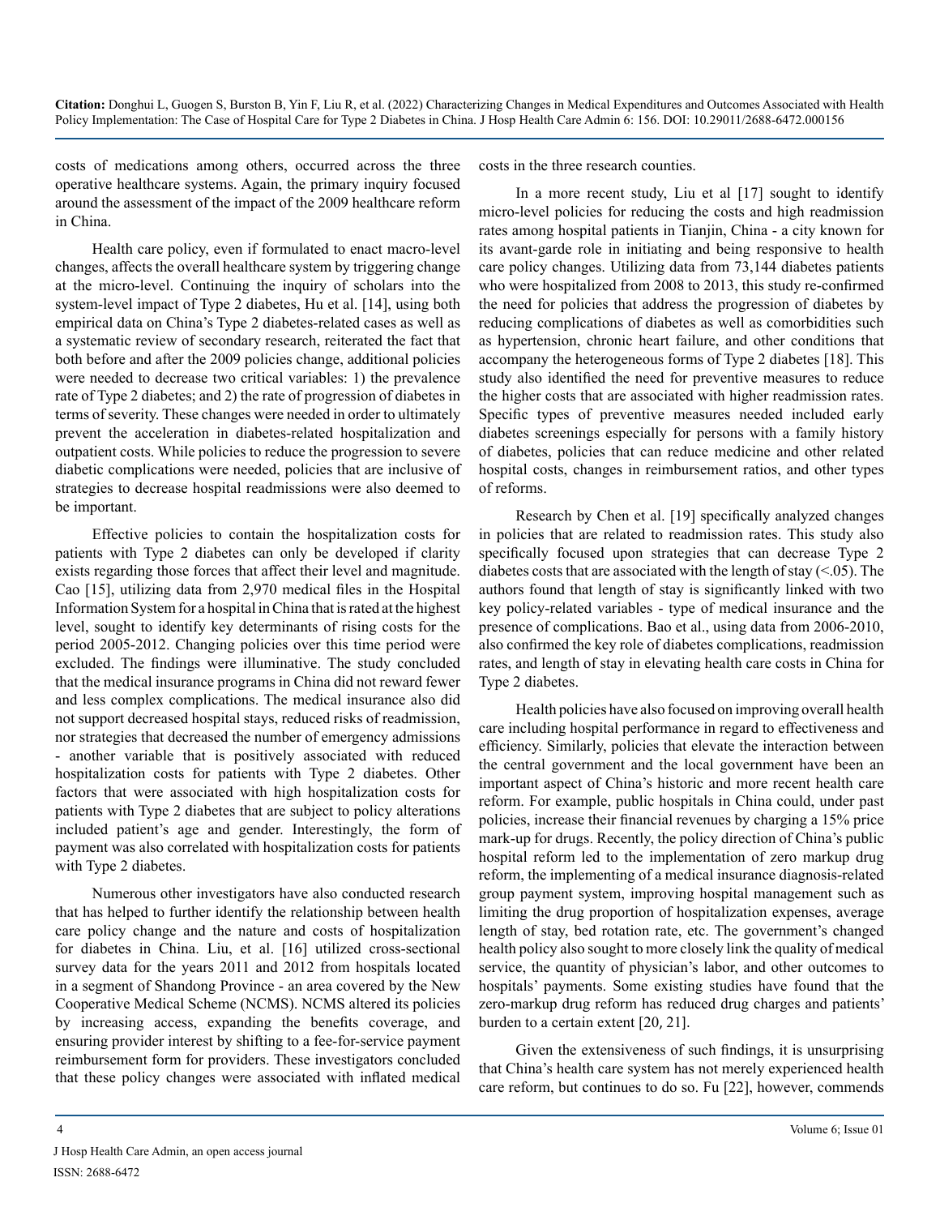costs of medications among others, occurred across the three operative healthcare systems. Again, the primary inquiry focused around the assessment of the impact of the 2009 healthcare reform in China.

Health care policy, even if formulated to enact macro-level changes, affects the overall healthcare system by triggering change at the micro-level. Continuing the inquiry of scholars into the system-level impact of Type 2 diabetes, Hu et al. [14], using both empirical data on China's Type 2 diabetes-related cases as well as a systematic review of secondary research, reiterated the fact that both before and after the 2009 policies change, additional policies were needed to decrease two critical variables: 1) the prevalence rate of Type 2 diabetes; and 2) the rate of progression of diabetes in terms of severity. These changes were needed in order to ultimately prevent the acceleration in diabetes-related hospitalization and outpatient costs. While policies to reduce the progression to severe diabetic complications were needed, policies that are inclusive of strategies to decrease hospital readmissions were also deemed to be important.

Effective policies to contain the hospitalization costs for patients with Type 2 diabetes can only be developed if clarity exists regarding those forces that affect their level and magnitude. Cao [15], utilizing data from 2,970 medical files in the Hospital Information System for a hospital in China that is rated at the highest level, sought to identify key determinants of rising costs for the period 2005-2012. Changing policies over this time period were excluded. The findings were illuminative. The study concluded that the medical insurance programs in China did not reward fewer and less complex complications. The medical insurance also did not support decreased hospital stays, reduced risks of readmission, nor strategies that decreased the number of emergency admissions - another variable that is positively associated with reduced hospitalization costs for patients with Type 2 diabetes. Other factors that were associated with high hospitalization costs for patients with Type 2 diabetes that are subject to policy alterations included patient's age and gender. Interestingly, the form of payment was also correlated with hospitalization costs for patients with Type 2 diabetes.

Numerous other investigators have also conducted research that has helped to further identify the relationship between health care policy change and the nature and costs of hospitalization for diabetes in China. Liu, et al. [16] utilized cross-sectional survey data for the years 2011 and 2012 from hospitals located in a segment of Shandong Province - an area covered by the New Cooperative Medical Scheme (NCMS). NCMS altered its policies by increasing access, expanding the benefits coverage, and ensuring provider interest by shifting to a fee-for-service payment reimbursement form for providers. These investigators concluded that these policy changes were associated with inflated medical costs in the three research counties.

In a more recent study, Liu et al [17] sought to identify micro-level policies for reducing the costs and high readmission rates among hospital patients in Tianjin, China - a city known for its avant-garde role in initiating and being responsive to health care policy changes. Utilizing data from 73,144 diabetes patients who were hospitalized from 2008 to 2013, this study re-confirmed the need for policies that address the progression of diabetes by reducing complications of diabetes as well as comorbidities such as hypertension, chronic heart failure, and other conditions that accompany the heterogeneous forms of Type 2 diabetes [18]. This study also identified the need for preventive measures to reduce the higher costs that are associated with higher readmission rates. Specific types of preventive measures needed included early diabetes screenings especially for persons with a family history of diabetes, policies that can reduce medicine and other related hospital costs, changes in reimbursement ratios, and other types of reforms.

Research by Chen et al. [19] specifically analyzed changes in policies that are related to readmission rates. This study also specifically focused upon strategies that can decrease Type 2 diabetes costs that are associated with the length of stay (<.05). The authors found that length of stay is significantly linked with two key policy-related variables - type of medical insurance and the presence of complications. Bao et al., using data from 2006-2010, also confirmed the key role of diabetes complications, readmission rates, and length of stay in elevating health care costs in China for Type 2 diabetes.

Health policies have also focused on improving overall health care including hospital performance in regard to effectiveness and efficiency. Similarly, policies that elevate the interaction between the central government and the local government have been an important aspect of China's historic and more recent health care reform. For example, public hospitals in China could, under past policies, increase their financial revenues by charging a 15% price mark-up for drugs. Recently, the policy direction of China's public hospital reform led to the implementation of zero markup drug reform, the implementing of a medical insurance diagnosis-related group payment system, improving hospital management such as limiting the drug proportion of hospitalization expenses, average length of stay, bed rotation rate, etc. The government's changed health policy also sought to more closely link the quality of medical service, the quantity of physician's labor, and other outcomes to hospitals' payments. Some existing studies have found that the zero-markup drug reform has reduced drug charges and patients' burden to a certain extent [20, 21].

Given the extensiveness of such findings, it is unsurprising that China's health care system has not merely experienced health care reform, but continues to do so. Fu [22], however, commends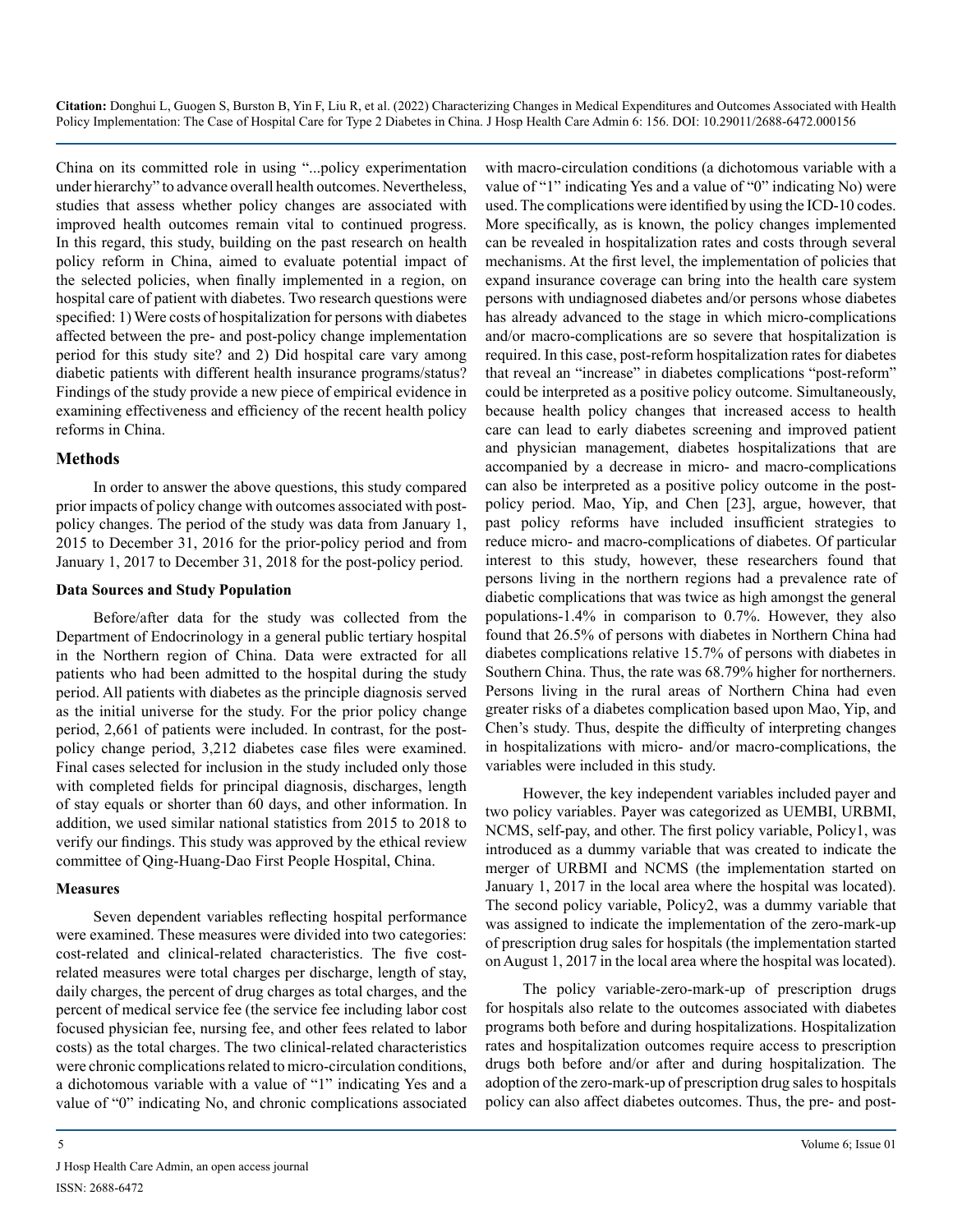China on its committed role in using "...policy experimentation under hierarchy" to advance overall health outcomes. Nevertheless, studies that assess whether policy changes are associated with improved health outcomes remain vital to continued progress. In this regard, this study, building on the past research on health policy reform in China, aimed to evaluate potential impact of the selected policies, when finally implemented in a region, on hospital care of patient with diabetes. Two research questions were specified: 1) Were costs of hospitalization for persons with diabetes affected between the pre- and post-policy change implementation period for this study site? and 2) Did hospital care vary among diabetic patients with different health insurance programs/status? Findings of the study provide a new piece of empirical evidence in examining effectiveness and efficiency of the recent health policy reforms in China.

## Methods

In order to answer the above questions, this study compared prior impacts of policy change with outcomes associated with post-policy changes. The period of the study was data from January 1, 2015 to December 31, 2016 for the prior-policy period and from January 1, 2017 to December 31, 2018 for the post-policy period.

### Data Sources and Study Population

Before/after data for the study was collected from the Department of Endocrinology in a general public tertiary hospital in the Northern region of China. Data were extracted for all patients who had been admitted to the hospital during the study period. All patients with diabetes as the principle diagnosis served as the initial universe for the study. For the prior policy change period, 2,661 of patients were included. In contrast, for the post-policy change period, 3,212 diabetes case files were examined. Final cases selected for inclusion in the study included only those with completed fields for principal diagnosis, discharges, length of stay equals or shorter than 60 days, and other information. In addition, we used similar national statistics from 2015 to 2018 to verify our findings. This study was approved by the ethical review committee of Qing-Huang-Dao First People Hospital, China.

### Measures

Seven dependent variables reflecting hospital performance were examined. These measures were divided into two categories: cost-related and clinical-related characteristics. The five cost-related measures were total charges per discharge, length of stay, daily charges, the percent of drug charges as total charges, and the percent of medical service fee (the service fee including labor cost focused physician fee, nursing fee, and other fees related to labor costs) as the total charges. The two clinical-related characteristics were chronic complications related to micro-circulation conditions, a dichotomous variable with a value of "1" indicating Yes and a value of "0" indicating No, and chronic complications associated with macro-circulation conditions (a dichotomous variable with a value of "1" indicating Yes and a value of "0" indicating No) were used. The complications were identified by using the ICD-10 codes. More specifically, as is known, the policy changes implemented can be revealed in hospitalization rates and costs through several mechanisms. At the first level, the implementation of policies that expand insurance coverage can bring into the health care system persons with undiagnosed diabetes and/or persons whose diabetes has already advanced to the stage in which micro-complications and/or macro-complications are so severe that hospitalization is required. In this case, post-reform hospitalization rates for diabetes that reveal an "increase" in diabetes complications "post-reform" could be interpreted as a positive policy outcome. Simultaneously, because health policy changes that increased access to health care can lead to early diabetes screening and improved patient and physician management, diabetes hospitalizations that are accompanied by a decrease in micro- and macro-complications can also be interpreted as a positive policy outcome in the post-policy period. Mao, Yip, and Chen [23], argue, however, that past policy reforms have included insufficient strategies to reduce micro- and macro-complications of diabetes. Of particular interest to this study, however, these researchers found that persons living in the northern regions had a prevalence rate of diabetic complications that was twice as high amongst the general populations-1.4% in comparison to 0.7%. However, they also found that 26.5% of persons with diabetes in Northern China had diabetes complications relative 15.7% of persons with diabetes in Southern China. Thus, the rate was 68.79% higher for northerners. Persons living in the rural areas of Northern China had even greater risks of a diabetes complication based upon Mao, Yip, and Chen's study. Thus, despite the difficulty of interpreting changes in hospitalizations with micro- and/or macro-complications, the variables were included in this study.

However, the key independent variables included payer and two policy variables. Payer was categorized as UEMBI, URBMI, NCMS, self-pay, and other. The first policy variable, Policy1, was introduced as a dummy variable that was created to indicate the merger of URBMI and NCMS (the implementation started on January 1, 2017 in the local area where the hospital was located). The second policy variable, Policy2, was a dummy variable that was assigned to indicate the implementation of the zero-mark-up of prescription drug sales for hospitals (the implementation started on August 1, 2017 in the local area where the hospital was located).

The policy variable-zero-mark-up of prescription drugs for hospitals also relate to the outcomes associated with diabetes programs both before and during hospitalizations. Hospitalization rates and hospitalization outcomes require access to prescription drugs both before and/or after and during hospitalization. The adoption of the zero-mark-up of prescription drug sales to hospitals policy can also affect diabetes outcomes. Thus, the pre- and post-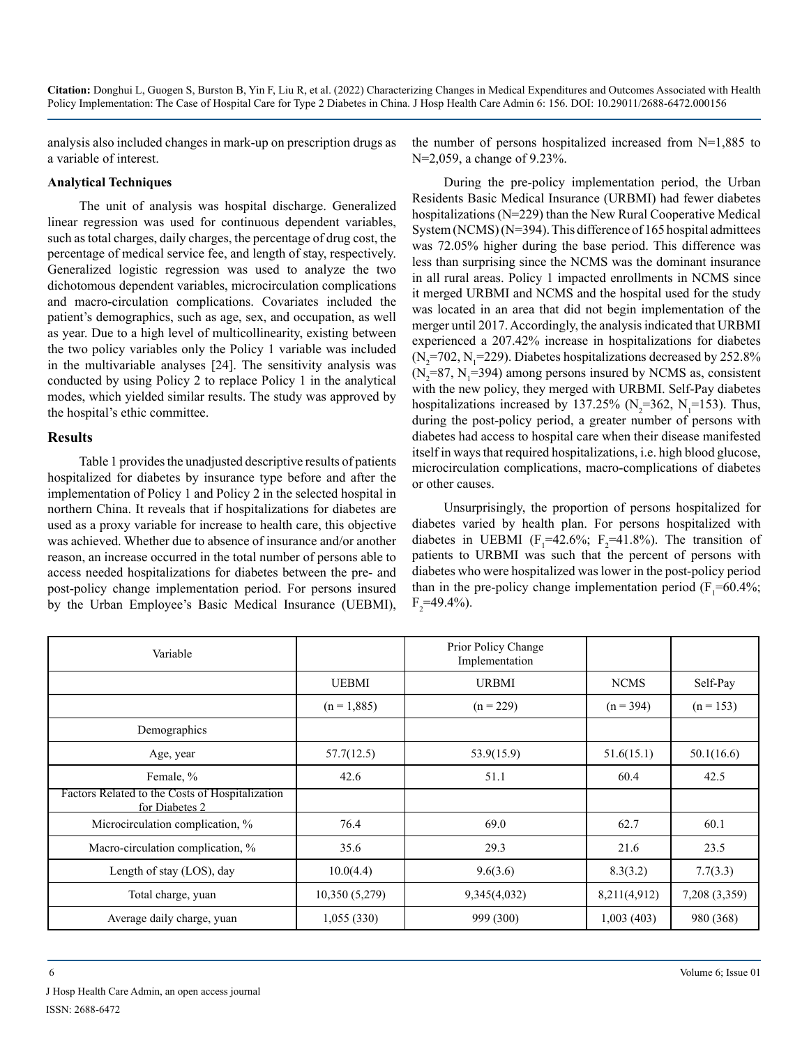analysis also included changes in mark-up on prescription drugs as a variable of interest.

### Analytical Techniques

The unit of analysis was hospital discharge. Generalized linear regression was used for continuous dependent variables, such as total charges, daily charges, the percentage of drug cost, the percentage of medical service fee, and length of stay, respectively. Generalized logistic regression was used to analyze the two dichotomous dependent variables, microcirculation complications and macro-circulation complications. Covariates included the patient's demographics, such as age, sex, and occupation, as well as year. Due to a high level of multicollinearity, existing between the two policy variables only the Policy 1 variable was included in the multivariable analyses [24]. The sensitivity analysis was conducted by using Policy 2 to replace Policy 1 in the analytical modes, which yielded similar results. The study was approved by the hospital's ethic committee.

## Results

Table 1 provides the unadjusted descriptive results of patients hospitalized for diabetes by insurance type before and after the implementation of Policy 1 and Policy 2 in the selected hospital in northern China. It reveals that if hospitalizations for diabetes are used as a proxy variable for increase to health care, this objective was achieved. Whether due to absence of insurance and/or another reason, an increase occurred in the total number of persons able to access needed hospitalizations for diabetes between the pre- and post-policy change implementation period. For persons insured by the Urban Employee's Basic Medical Insurance (UEBMI), the number of persons hospitalized increased from N=1,885 to N=2,059, a change of 9.23%.

During the pre-policy implementation period, the Urban Residents Basic Medical Insurance (URBMI) had fewer diabetes hospitalizations (N=229) than the New Rural Cooperative Medical System (NCMS) (N=394). This difference of 165 hospital admittees was 72.05% higher during the base period. This difference was less than surprising since the NCMS was the dominant insurance in all rural areas. Policy 1 impacted enrollments in NCMS since it merged URBMI and NCMS and the hospital used for the study was located in an area that did not begin implementation of the merger until 2017. Accordingly, the analysis indicated that URBMI experienced a 207.42% increase in hospitalizations for diabetes ($N_2$=702, $N_1$=229). Diabetes hospitalizations decreased by 252.8% ($N_2$=87, $N_1$=394) among persons insured by NCMS as, consistent with the new policy, they merged with URBMI. Self-Pay diabetes hospitalizations increased by 137.25% ($N_2$=362, $N_1$=153). Thus, during the post-policy period, a greater number of persons with diabetes had access to hospital care when their disease manifested itself in ways that required hospitalizations, i.e. high blood glucose, microcirculation complications, macro-complications of diabetes or other causes.

Unsurprisingly, the proportion of persons hospitalized for diabetes varied by health plan. For persons hospitalized with diabetes in UEBMI ($F_1$=42.6%; $F_2$=41.8%). The transition of patients to URBMI was such that the percent of persons with diabetes who were hospitalized was lower in the post-policy period than in the pre-policy change implementation period ($F_1$=60.4%; $F_2$=49.4%).

| Variable | | Prior Policy Change Implementation | | |
|---|---|---|---|---|
| | UEBMI | URBMI | NCMS | Self-Pay |
| | (n = 1,885) | (n = 229) | (n = 394) | (n = 153) |
| Demographics | | | | |
| Age, year | 57.7(12.5) | 53.9(15.9) | 51.6(15.1) | 50.1(16.6) |
| Female, % | 42.6 | 51.1 | 60.4 | 42.5 |
| Factors Related to the Costs of Hospitalization for Diabetes 2 | | | | |
| Microcirculation complication, % | 76.4 | 69.0 | 62.7 | 60.1 |
| Macro-circulation complication, % | 35.6 | 29.3 | 21.6 | 23.5 |
| Length of stay (LOS), day | 10.0(4.4) | 9.6(3.6) | 8.3(3.2) | 7.7(3.3) |
| Total charge, yuan | 10,350 (5,279) | 9,345(4,032) | 8,211(4,912) | 7,208 (3,359) |
| Average daily charge, yuan | 1,055 (330) | 999 (300) | 1,003 (403) | 980 (368) |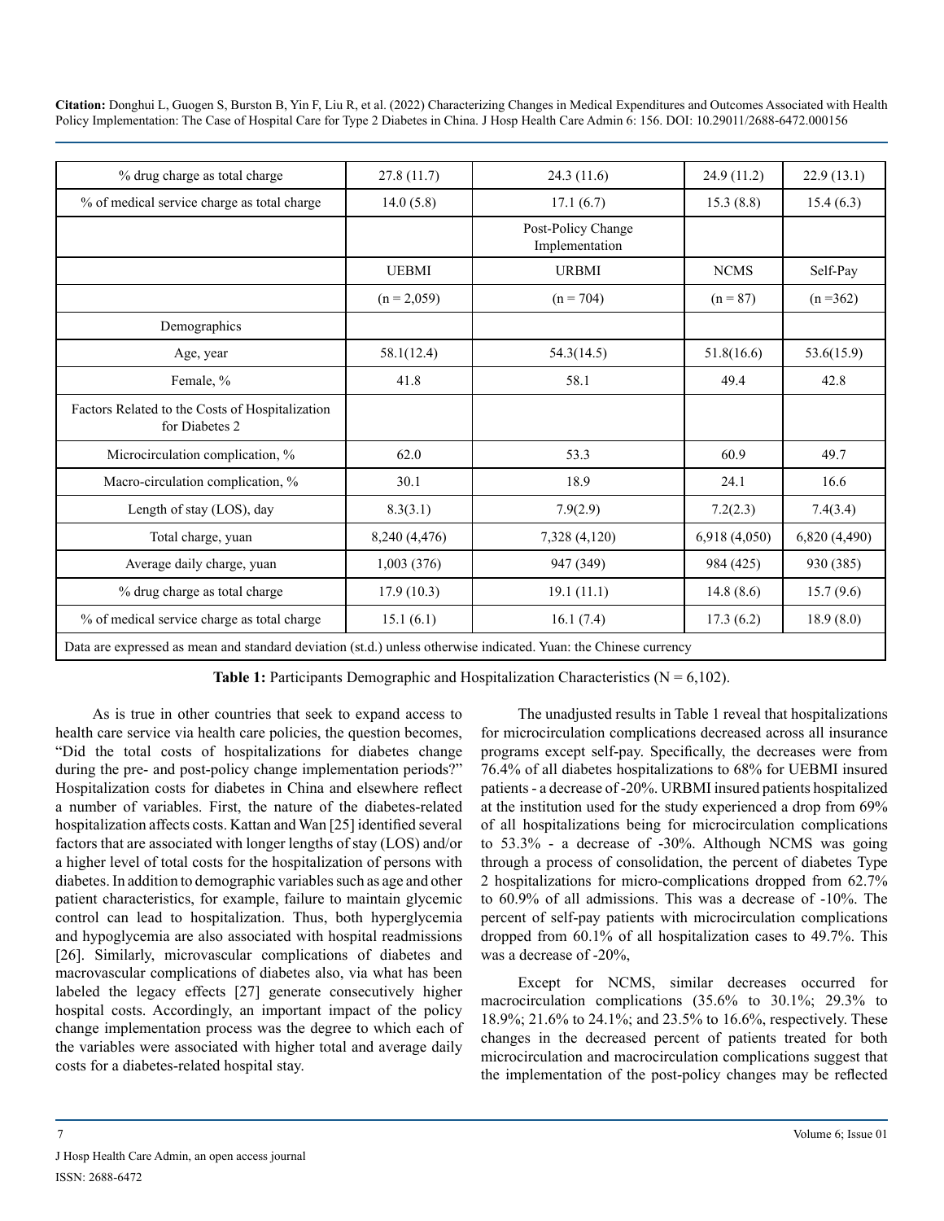| % drug charge as total charge | 27.8 (11.7) | 24.3 (11.6) | 24.9 (11.2) | 22.9 (13.1) |
|---|---|---|---|---|
| % of medical service charge as total charge | 14.0 (5.8) | 17.1 (6.7) | 15.3 (8.8) | 15.4 (6.3) |
| | | Post-Policy Change Implementation | | |
| | UEBMI | URBMI | NCMS | Self-Pay |
| | (n = 2,059) | (n = 704) | (n = 87) | (n =362) |
| Demographics | | | | |
| Age, year | 58.1(12.4) | 54.3(14.5) | 51.8(16.6) | 53.6(15.9) |
| Female, % | 41.8 | 58.1 | 49.4 | 42.8 |
| Factors Related to the Costs of Hospitalization for Diabetes 2 | | | | |
| Microcirculation complication, % | 62.0 | 53.3 | 60.9 | 49.7 |
| Macro-circulation complication, % | 30.1 | 18.9 | 24.1 | 16.6 |
| Length of stay (LOS), day | 8.3(3.1) | 7.9(2.9) | 7.2(2.3) | 7.4(3.4) |
| Total charge, yuan | 8,240 (4,476) | 7,328 (4,120) | 6,918 (4,050) | 6,820 (4,490) |
| Average daily charge, yuan | 1,003 (376) | 947 (349) | 984 (425) | 930 (385) |
| % drug charge as total charge | 17.9 (10.3) | 19.1 (11.1) | 14.8 (8.6) | 15.7 (9.6) |
| % of medical service charge as total charge | 15.1 (6.1) | 16.1 (7.4) | 17.3 (6.2) | 18.9 (8.0) |
| Data are expressed as mean and standard deviation (st.d.) unless otherwise indicated. Yuan: the Chinese currency | | | | |

**Table 1:** Participants Demographic and Hospitalization Characteristics (N = 6,102).

As is true in other countries that seek to expand access to health care service via health care policies, the question becomes, "Did the total costs of hospitalizations for diabetes change during the pre- and post-policy change implementation periods?" Hospitalization costs for diabetes in China and elsewhere reflect a number of variables. First, the nature of the diabetes-related hospitalization affects costs. Kattan and Wan [25] identified several factors that are associated with longer lengths of stay (LOS) and/or a higher level of total costs for the hospitalization of persons with diabetes. In addition to demographic variables such as age and other patient characteristics, for example, failure to maintain glycemic control can lead to hospitalization. Thus, both hyperglycemia and hypoglycemia are also associated with hospital readmissions [26]. Similarly, microvascular complications of diabetes and macrovascular complications of diabetes also, via what has been labeled the legacy effects [27] generate consecutively higher hospital costs. Accordingly, an important impact of the policy change implementation process was the degree to which each of the variables were associated with higher total and average daily costs for a diabetes-related hospital stay.

The unadjusted results in Table 1 reveal that hospitalizations for microcirculation complications decreased across all insurance programs except self-pay. Specifically, the decreases were from 76.4% of all diabetes hospitalizations to 68% for UEBMI insured patients - a decrease of -20%. URBMI insured patients hospitalized at the institution used for the study experienced a drop from 69% of all hospitalizations being for microcirculation complications to 53.3% - a decrease of -30%. Although NCMS was going through a process of consolidation, the percent of diabetes Type 2 hospitalizations for micro-complications dropped from 62.7% to 60.9% of all admissions. This was a decrease of -10%. The percent of self-pay patients with microcirculation complications dropped from 60.1% of all hospitalization cases to 49.7%. This was a decrease of -20%,

Except for NCMS, similar decreases occurred for macrocirculation complications (35.6% to 30.1%; 29.3% to 18.9%; 21.6% to 24.1%; and 23.5% to 16.6%, respectively. These changes in the decreased percent of patients treated for both microcirculation and macrocirculation complications suggest that the implementation of the post-policy changes may be reflected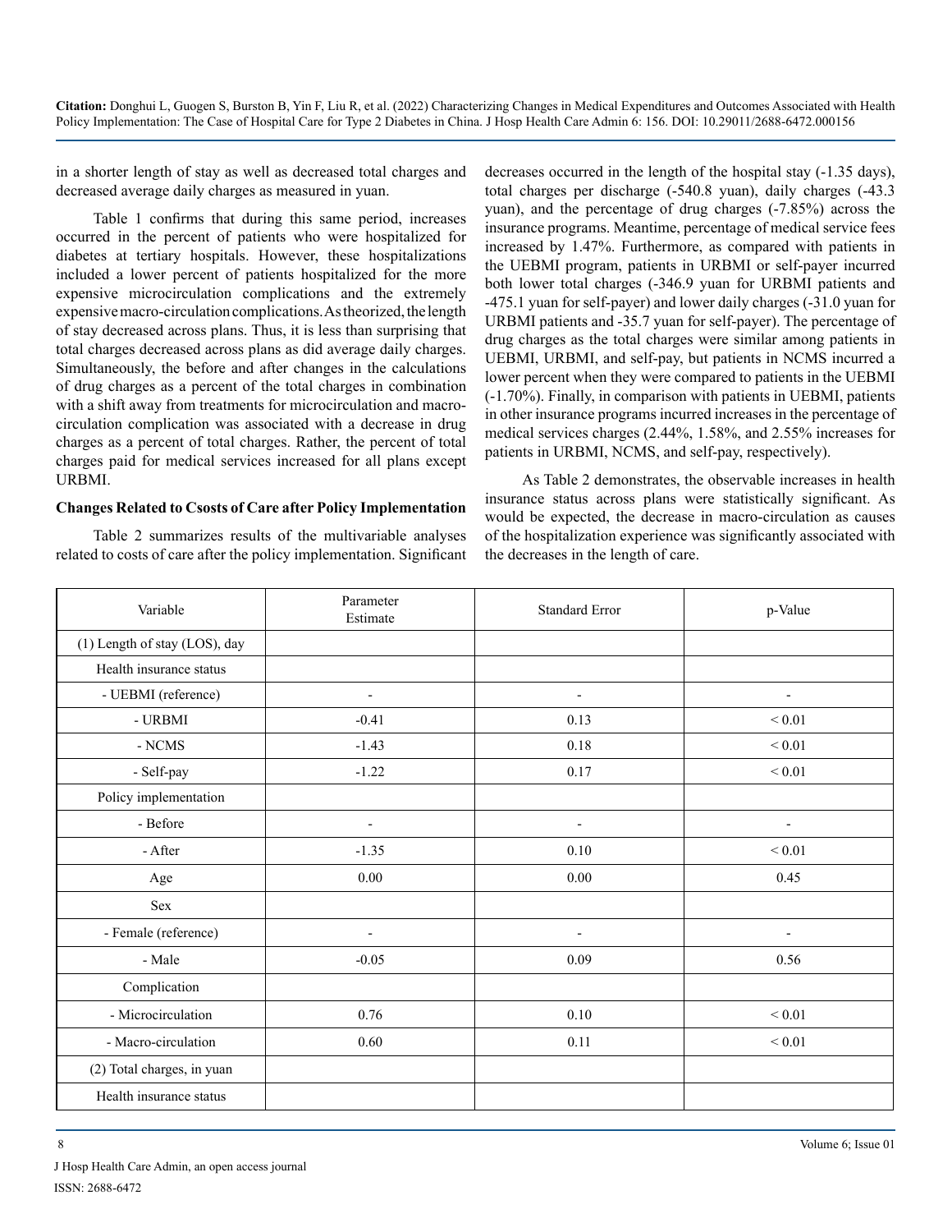in a shorter length of stay as well as decreased total charges and decreased average daily charges as measured in yuan.

Table 1 confirms that during this same period, increases occurred in the percent of patients who were hospitalized for diabetes at tertiary hospitals. However, these hospitalizations included a lower percent of patients hospitalized for the more expensive microcirculation complications and the extremely expensive macro-circulation complications. As theorized, the length of stay decreased across plans. Thus, it is less than surprising that total charges decreased across plans as did average daily charges. Simultaneously, the before and after changes in the calculations of drug charges as a percent of the total charges in combination with a shift away from treatments for microcirculation and macro-circulation complication was associated with a decrease in drug charges as a percent of total charges. Rather, the percent of total charges paid for medical services increased for all plans except URBMI.

**Changes Related to Csosts of Care after Policy Implementation**

Table 2 summarizes results of the multivariable analyses related to costs of care after the policy implementation. Significant decreases occurred in the length of the hospital stay (-1.35 days), total charges per discharge (-540.8 yuan), daily charges (-43.3 yuan), and the percentage of drug charges (-7.85%) across the insurance programs. Meantime, percentage of medical service fees increased by 1.47%. Furthermore, as compared with patients in the UEBMI program, patients in URBMI or self-payer incurred both lower total charges (-346.9 yuan for URBMI patients and -475.1 yuan for self-payer) and lower daily charges (-31.0 yuan for URBMI patients and -35.7 yuan for self-payer). The percentage of drug charges as the total charges were similar among patients in UEBMI, URBMI, and self-pay, but patients in NCMS incurred a lower percent when they were compared to patients in the UEBMI (-1.70%). Finally, in comparison with patients in UEBMI, patients in other insurance programs incurred increases in the percentage of medical services charges (2.44%, 1.58%, and 2.55% increases for patients in URBMI, NCMS, and self-pay, respectively).

As Table 2 demonstrates, the observable increases in health insurance status across plans were statistically significant. As would be expected, the decrease in macro-circulation as causes of the hospitalization experience was significantly associated with the decreases in the length of care.

| Variable | Parameter Estimate | Standard Error | p-Value |
|---|---|---|---|
| (1) Length of stay (LOS), day | | | |
| Health insurance status | | | |
| - UEBMI (reference) | - | - | - |
| - URBMI | -0.41 | 0.13 | < 0.01 |
| - NCMS | -1.43 | 0.18 | < 0.01 |
| - Self-pay | -1.22 | 0.17 | < 0.01 |
| Policy implementation | | | |
| - Before | - | - | - |
| - After | -1.35 | 0.10 | < 0.01 |
| Age | 0.00 | 0.00 | 0.45 |
| Sex | | | |
| - Female (reference) | - | - | - |
| - Male | -0.05 | 0.09 | 0.56 |
| Complication | | | |
| - Microcirculation | 0.76 | 0.10 | < 0.01 |
| - Macro-circulation | 0.60 | 0.11 | < 0.01 |
| (2) Total charges, in yuan | | | |
| Health insurance status | | | |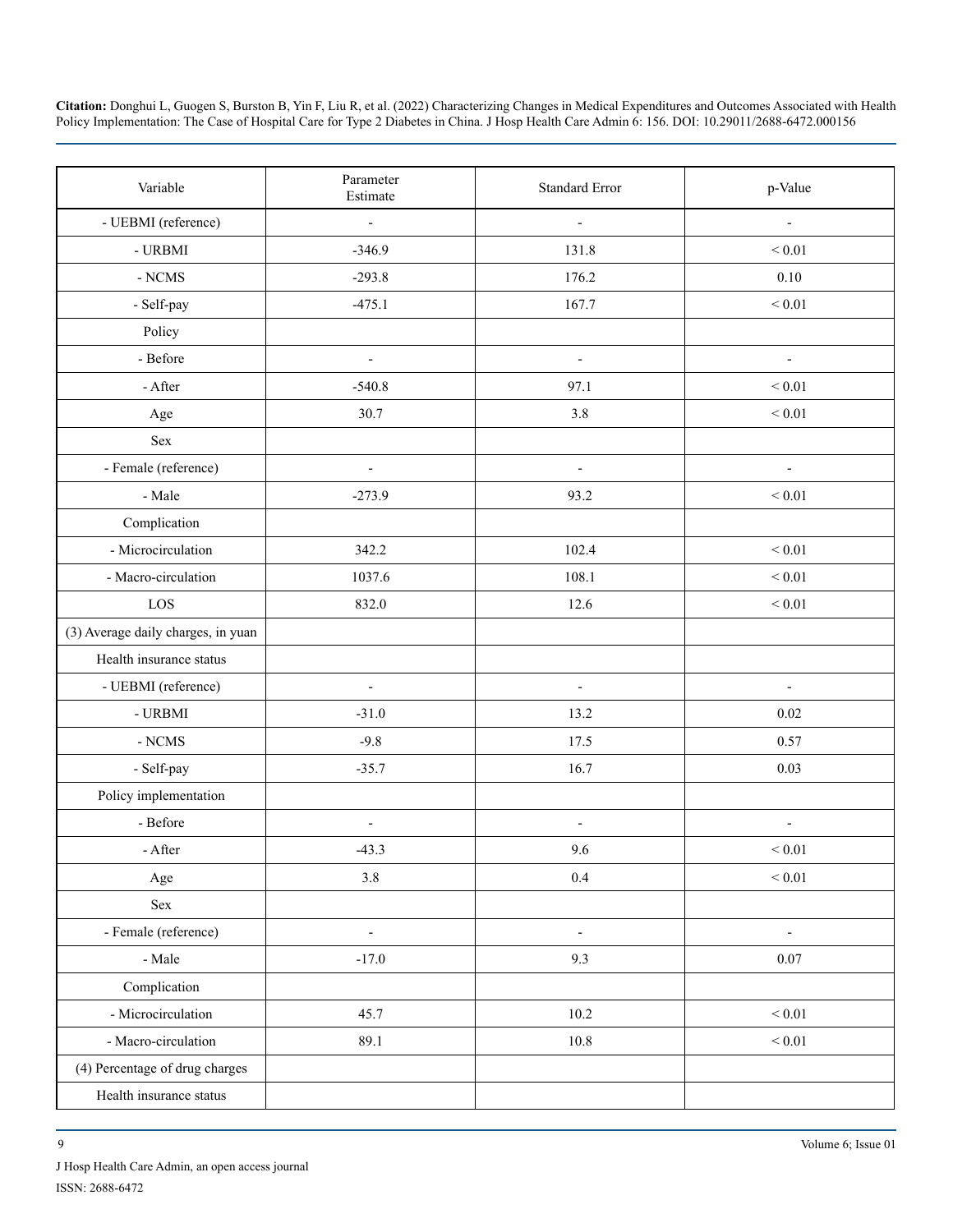| Variable | Parameter Estimate | Standard Error | p-Value |
|---|---|---|---|
| - UEBMI (reference) | - | - | - |
| - URBMI | -346.9 | 131.8 | < 0.01 |
| - NCMS | -293.8 | 176.2 | 0.10 |
| - Self-pay | -475.1 | 167.7 | < 0.01 |
| Policy | | | |
| - Before | - | - | - |
| - After | -540.8 | 97.1 | < 0.01 |
| Age | 30.7 | 3.8 | < 0.01 |
| Sex | | | |
| - Female (reference) | - | - | - |
| - Male | -273.9 | 93.2 | < 0.01 |
| Complication | | | |
| - Microcirculation | 342.2 | 102.4 | < 0.01 |
| - Macro-circulation | 1037.6 | 108.1 | < 0.01 |
| LOS | 832.0 | 12.6 | < 0.01 |
| (3) Average daily charges, in yuan | | | |
| Health insurance status | | | |
| - UEBMI (reference) | - | - | - |
| - URBMI | -31.0 | 13.2 | 0.02 |
| - NCMS | -9.8 | 17.5 | 0.57 |
| - Self-pay | -35.7 | 16.7 | 0.03 |
| Policy implementation | | | |
| - Before | - | - | - |
| - After | -43.3 | 9.6 | < 0.01 |
| Age | 3.8 | 0.4 | < 0.01 |
| Sex | | | |
| - Female (reference) | - | - | - |
| - Male | -17.0 | 9.3 | 0.07 |
| Complication | | | |
| - Microcirculation | 45.7 | 10.2 | < 0.01 |
| - Macro-circulation | 89.1 | 10.8 | < 0.01 |
| (4) Percentage of drug charges | | | |
| Health insurance status | | | |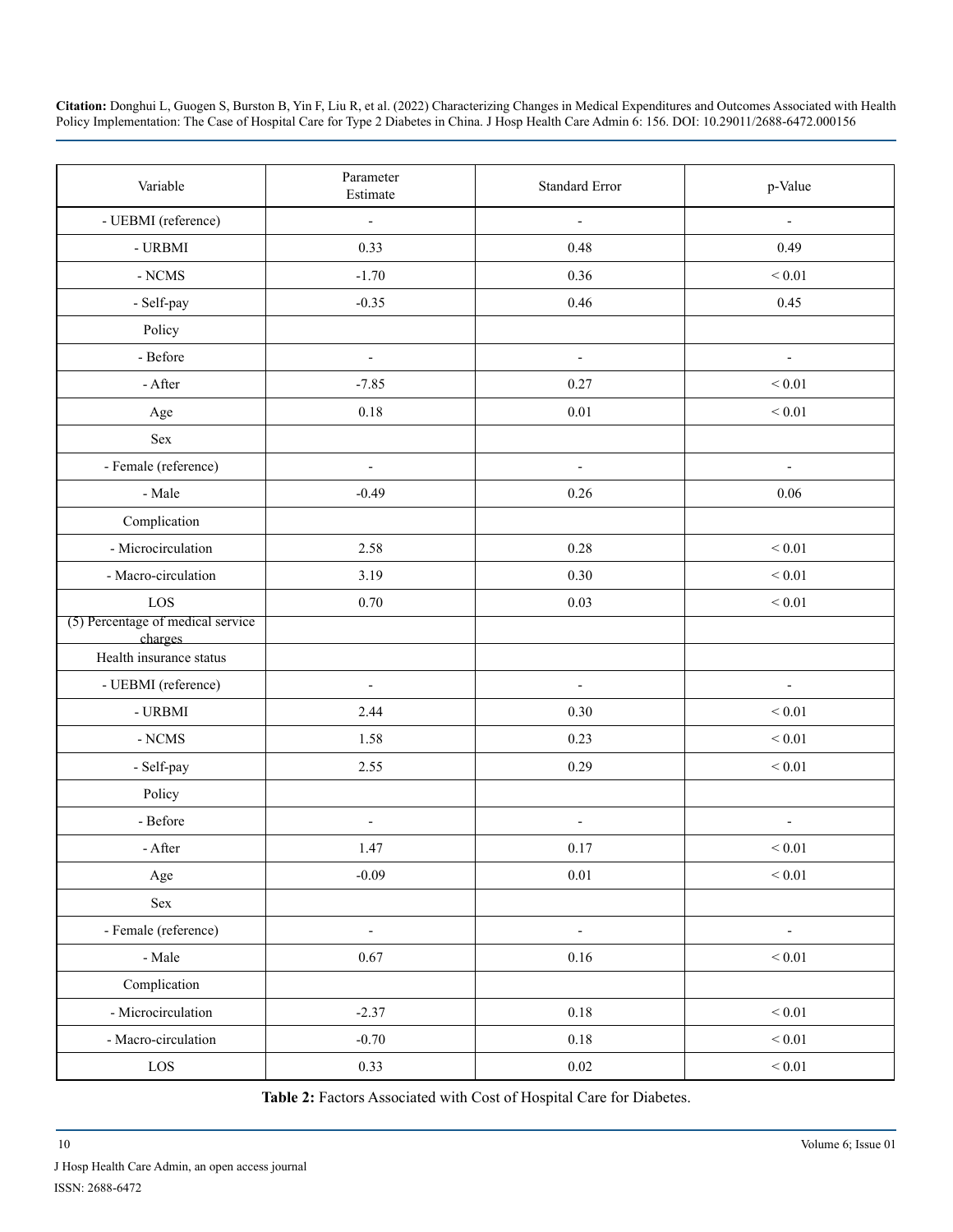| Variable | Parameter Estimate | Standard Error | p-Value |
|---|---|---|---|
| - UEBMI (reference) | - | - | - |
| - URBMI | 0.33 | 0.48 | 0.49 |
| - NCMS | -1.70 | 0.36 | < 0.01 |
| - Self-pay | -0.35 | 0.46 | 0.45 |
| Policy | | | |
| - Before | - | - | - |
| - After | -7.85 | 0.27 | < 0.01 |
| Age | 0.18 | 0.01 | < 0.01 |
| Sex | | | |
| - Female (reference) | - | - | - |
| - Male | -0.49 | 0.26 | 0.06 |
| Complication | | | |
| - Microcirculation | 2.58 | 0.28 | < 0.01 |
| - Macro-circulation | 3.19 | 0.30 | < 0.01 |
| LOS | 0.70 | 0.03 | < 0.01 |
| (5) Percentage of medical service charges | | | |
| Health insurance status | | | |
| - UEBMI (reference) | - | - | - |
| - URBMI | 2.44 | 0.30 | < 0.01 |
| - NCMS | 1.58 | 0.23 | < 0.01 |
| - Self-pay | 2.55 | 0.29 | < 0.01 |
| Policy | | | |
| - Before | - | - | - |
| - After | 1.47 | 0.17 | < 0.01 |
| Age | -0.09 | 0.01 | < 0.01 |
| Sex | | | |
| - Female (reference) | - | - | - |
| - Male | 0.67 | 0.16 | < 0.01 |
| Complication | | | |
| - Microcirculation | -2.37 | 0.18 | < 0.01 |
| - Macro-circulation | -0.70 | 0.18 | < 0.01 |
| LOS | 0.33 | 0.02 | < 0.01 |

**Table 2:** Factors Associated with Cost of Hospital Care for Diabetes.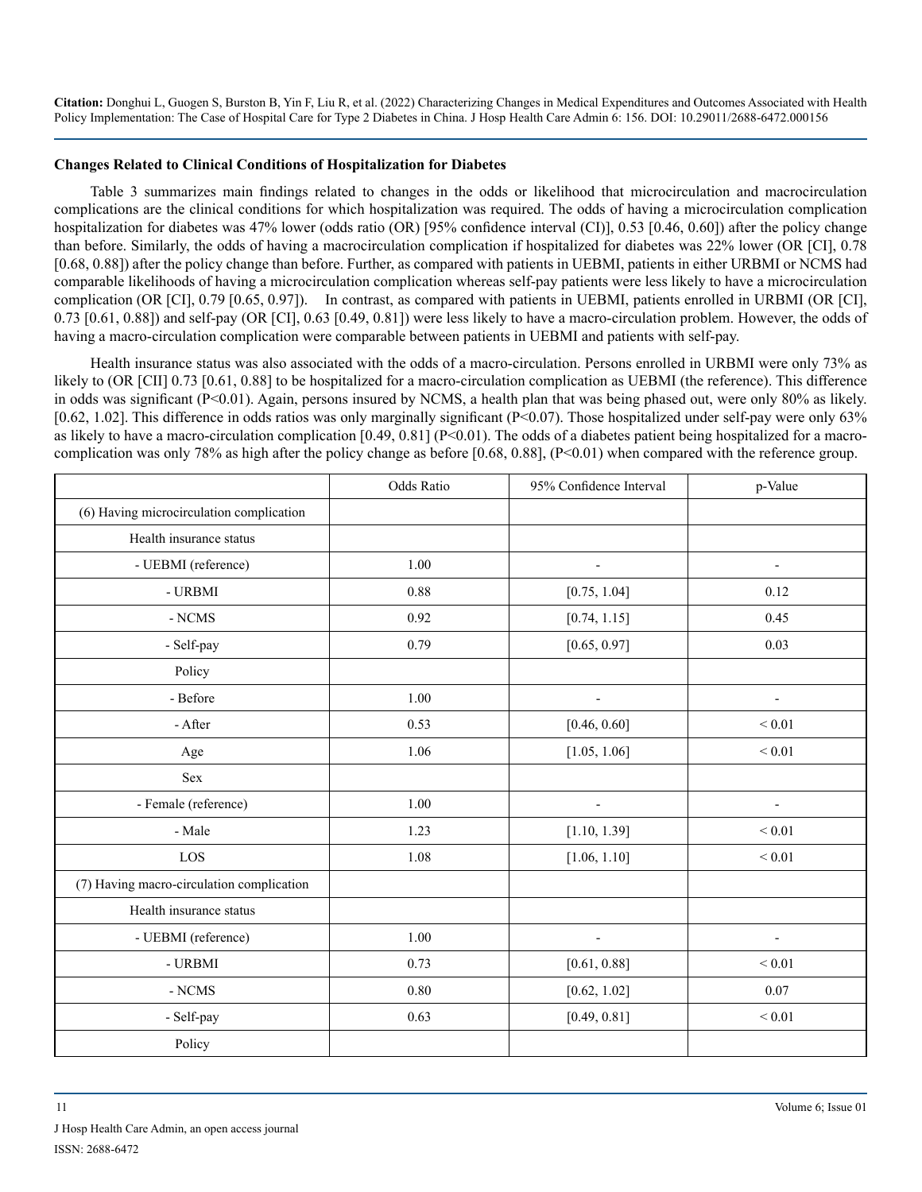### Changes Related to Clinical Conditions of Hospitalization for Diabetes

Table 3 summarizes main findings related to changes in the odds or likelihood that microcirculation and macrocirculation complications are the clinical conditions for which hospitalization was required. The odds of having a microcirculation complication hospitalization for diabetes was 47% lower (odds ratio (OR) [95% confidence interval (CI)], 0.53 [0.46, 0.60]) after the policy change than before. Similarly, the odds of having a macrocirculation complication if hospitalized for diabetes was 22% lower (OR [CI], 0.78 [0.68, 0.88]) after the policy change than before. Further, as compared with patients in UEBMI, patients in either URBMI or NCMS had comparable likelihoods of having a microcirculation complication whereas self-pay patients were less likely to have a microcirculation complication (OR [CI], 0.79 [0.65, 0.97]). In contrast, as compared with patients in UEBMI, patients enrolled in URBMI (OR [CI], 0.73 [0.61, 0.88]) and self-pay (OR [CI], 0.63 [0.49, 0.81]) were less likely to have a macro-circulation problem. However, the odds of having a macro-circulation complication were comparable between patients in UEBMI and patients with self-pay.

Health insurance status was also associated with the odds of a macro-circulation. Persons enrolled in URBMI were only 73% as likely to (OR [CII] 0.73 [0.61, 0.88] to be hospitalized for a macro-circulation complication as UEBMI (the reference). This difference in odds was significant ($P<0.01$). Again, persons insured by NCMS, a health plan that was being phased out, were only 80% as likely. [0.62, 1.02]. This difference in odds ratios was only marginally significant ($P<0.07$). Those hospitalized under self-pay were only 63% as likely to have a macro-circulation complication [0.49, 0.81] ($P<0.01$). The odds of a diabetes patient being hospitalized for a macro-complication was only 78% as high after the policy change as before [0.68, 0.88], ($P<0.01$) when compared with the reference group.

| | Odds Ratio | 95% Confidence Interval | p-Value |
|---|---|---|---|
| (6) Having microcirculation complication | | | |
| Health insurance status | | | |
| - UEBMI (reference) | 1.00 | - | - |
| - URBMI | 0.88 | [0.75, 1.04] | 0.12 |
| - NCMS | 0.92 | [0.74, 1.15] | 0.45 |
| - Self-pay | 0.79 | [0.65, 0.97] | 0.03 |
| Policy | | | |
| - Before | 1.00 | - | - |
| - After | 0.53 | [0.46, 0.60] | < 0.01 |
| Age | 1.06 | [1.05, 1.06] | < 0.01 |
| Sex | | | |
| - Female (reference) | 1.00 | - | - |
| - Male | 1.23 | [1.10, 1.39] | < 0.01 |
| LOS | 1.08 | [1.06, 1.10] | < 0.01 |
| (7) Having macro-circulation complication | | | |
| Health insurance status | | | |
| - UEBMI (reference) | 1.00 | - | - |
| - URBMI | 0.73 | [0.61, 0.88] | < 0.01 |
| - NCMS | 0.80 | [0.62, 1.02] | 0.07 |
| - Self-pay | 0.63 | [0.49, 0.81] | < 0.01 |
| Policy | | | |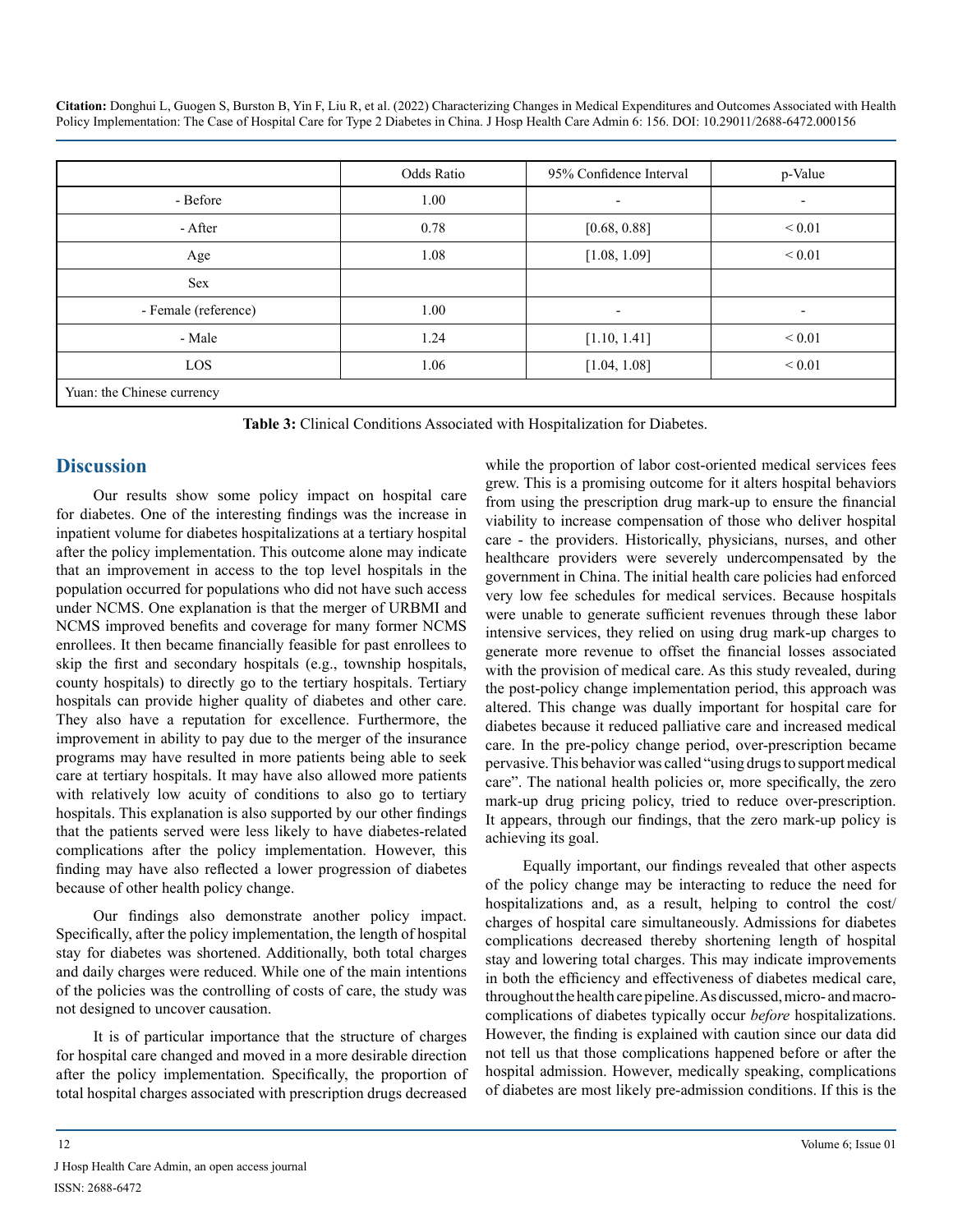| | Odds Ratio | 95% Confidence Interval | p-Value |
|---|---|---|---|
| - Before | 1.00 | - | - |
| - After | 0.78 | [0.68, 0.88] | < 0.01 |
| Age | 1.08 | [1.08, 1.09] | < 0.01 |
| Sex | | | |
| - Female (reference) | 1.00 | - | - |
| - Male | 1.24 | [1.10, 1.41] | < 0.01 |
| LOS | 1.06 | [1.04, 1.08] | < 0.01 |
| Yuan: the Chinese currency | | | |

**Table 3:** Clinical Conditions Associated with Hospitalization for Diabetes.

## Discussion

Our results show some policy impact on hospital care for diabetes. One of the interesting findings was the increase in inpatient volume for diabetes hospitalizations at a tertiary hospital after the policy implementation. This outcome alone may indicate that an improvement in access to the top level hospitals in the population occurred for populations who did not have such access under NCMS. One explanation is that the merger of URBMI and NCMS improved benefits and coverage for many former NCMS enrollees. It then became financially feasible for past enrollees to skip the first and secondary hospitals (e.g., township hospitals, county hospitals) to directly go to the tertiary hospitals. Tertiary hospitals can provide higher quality of diabetes and other care. They also have a reputation for excellence. Furthermore, the improvement in ability to pay due to the merger of the insurance programs may have resulted in more patients being able to seek care at tertiary hospitals. It may have also allowed more patients with relatively low acuity of conditions to also go to tertiary hospitals. This explanation is also supported by our other findings that the patients served were less likely to have diabetes-related complications after the policy implementation. However, this finding may have also reflected a lower progression of diabetes because of other health policy change.

Our findings also demonstrate another policy impact. Specifically, after the policy implementation, the length of hospital stay for diabetes was shortened. Additionally, both total charges and daily charges were reduced. While one of the main intentions of the policies was the controlling of costs of care, the study was not designed to uncover causation.

It is of particular importance that the structure of charges for hospital care changed and moved in a more desirable direction after the policy implementation. Specifically, the proportion of total hospital charges associated with prescription drugs decreased while the proportion of labor cost-oriented medical services fees grew. This is a promising outcome for it alters hospital behaviors from using the prescription drug mark-up to ensure the financial viability to increase compensation of those who deliver hospital care - the providers. Historically, physicians, nurses, and other healthcare providers were severely undercompensated by the government in China. The initial health care policies had enforced very low fee schedules for medical services. Because hospitals were unable to generate sufficient revenues through these labor intensive services, they relied on using drug mark-up charges to generate more revenue to offset the financial losses associated with the provision of medical care. As this study revealed, during the post-policy change implementation period, this approach was altered. This change was dually important for hospital care for diabetes because it reduced palliative care and increased medical care. In the pre-policy change period, over-prescription became pervasive. This behavior was called "using drugs to support medical care". The national health policies or, more specifically, the zero mark-up drug pricing policy, tried to reduce over-prescription. It appears, through our findings, that the zero mark-up policy is achieving its goal.

Equally important, our findings revealed that other aspects of the policy change may be interacting to reduce the need for hospitalizations and, as a result, helping to control the cost/charges of hospital care simultaneously. Admissions for diabetes complications decreased thereby shortening length of hospital stay and lowering total charges. This may indicate improvements in both the efficiency and effectiveness of diabetes medical care, throughout the health care pipeline. As discussed, micro- and macro-complications of diabetes typically occur *before* hospitalizations. However, the finding is explained with caution since our data did not tell us that those complications happened before or after the hospital admission. However, medically speaking, complications of diabetes are most likely pre-admission conditions. If this is the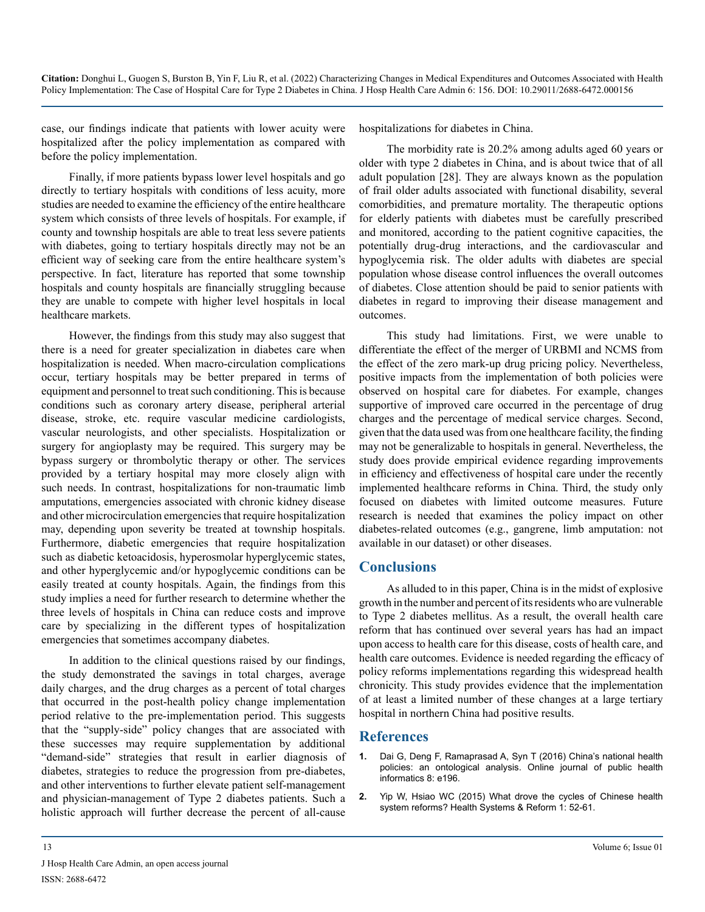case, our findings indicate that patients with lower acuity were hospitalized after the policy implementation as compared with before the policy implementation.

Finally, if more patients bypass lower level hospitals and go directly to tertiary hospitals with conditions of less acuity, more studies are needed to examine the efficiency of the entire healthcare system which consists of three levels of hospitals. For example, if county and township hospitals are able to treat less severe patients with diabetes, going to tertiary hospitals directly may not be an efficient way of seeking care from the entire healthcare system's perspective. In fact, literature has reported that some township hospitals and county hospitals are financially struggling because they are unable to compete with higher level hospitals in local healthcare markets.

However, the findings from this study may also suggest that there is a need for greater specialization in diabetes care when hospitalization is needed. When macro-circulation complications occur, tertiary hospitals may be better prepared in terms of equipment and personnel to treat such conditioning. This is because conditions such as coronary artery disease, peripheral arterial disease, stroke, etc. require vascular medicine cardiologists, vascular neurologists, and other specialists. Hospitalization or surgery for angioplasty may be required. This surgery may be bypass surgery or thrombolytic therapy or other. The services provided by a tertiary hospital may more closely align with such needs. In contrast, hospitalizations for non-traumatic limb amputations, emergencies associated with chronic kidney disease and other microcirculation emergencies that require hospitalization may, depending upon severity be treated at township hospitals. Furthermore, diabetic emergencies that require hospitalization such as diabetic ketoacidosis, hyperosmolar hyperglycemic states, and other hyperglycemic and/or hypoglycemic conditions can be easily treated at county hospitals. Again, the findings from this study implies a need for further research to determine whether the three levels of hospitals in China can reduce costs and improve care by specializing in the different types of hospitalization emergencies that sometimes accompany diabetes.

In addition to the clinical questions raised by our findings, the study demonstrated the savings in total charges, average daily charges, and the drug charges as a percent of total charges that occurred in the post-health policy change implementation period relative to the pre-implementation period. This suggests that the "supply-side" policy changes that are associated with these successes may require supplementation by additional "demand-side" strategies that result in earlier diagnosis of diabetes, strategies to reduce the progression from pre-diabetes, and other interventions to further elevate patient self-management and physician-management of Type 2 diabetes patients. Such a holistic approach will further decrease the percent of all-cause hospitalizations for diabetes in China.

The morbidity rate is 20.2% among adults aged 60 years or older with type 2 diabetes in China, and is about twice that of all adult population [28]. They are always known as the population of frail older adults associated with functional disability, several comorbidities, and premature mortality. The therapeutic options for elderly patients with diabetes must be carefully prescribed and monitored, according to the patient cognitive capacities, the potentially drug-drug interactions, and the cardiovascular and hypoglycemia risk. The older adults with diabetes are special population whose disease control influences the overall outcomes of diabetes. Close attention should be paid to senior patients with diabetes in regard to improving their disease management and outcomes.

This study had limitations. First, we were unable to differentiate the effect of the merger of URBMI and NCMS from the effect of the zero mark-up drug pricing policy. Nevertheless, positive impacts from the implementation of both policies were observed on hospital care for diabetes. For example, changes supportive of improved care occurred in the percentage of drug charges and the percentage of medical service charges. Second, given that the data used was from one healthcare facility, the finding may not be generalizable to hospitals in general. Nevertheless, the study does provide empirical evidence regarding improvements in efficiency and effectiveness of hospital care under the recently implemented healthcare reforms in China. Third, the study only focused on diabetes with limited outcome measures. Future research is needed that examines the policy impact on other diabetes-related outcomes (e.g., gangrene, limb amputation: not available in our dataset) or other diseases.

## Conclusions

As alluded to in this paper, China is in the midst of explosive growth in the number and percent of its residents who are vulnerable to Type 2 diabetes mellitus. As a result, the overall health care reform that has continued over several years has had an impact upon access to health care for this disease, costs of health care, and health care outcomes. Evidence is needed regarding the efficacy of policy reforms implementations regarding this widespread health chronicity. This study provides evidence that the implementation of at least a limited number of these changes at a large tertiary hospital in northern China had positive results.

## References

1. Dai G, Deng F, Ramaprasad A, Syn T (2016) China's national health policies: an ontological analysis. Online journal of public health informatics 8: e196.
2. Yip W, Hsiao WC (2015) What drove the cycles of Chinese health system reforms? Health Systems & Reform 1: 52-61.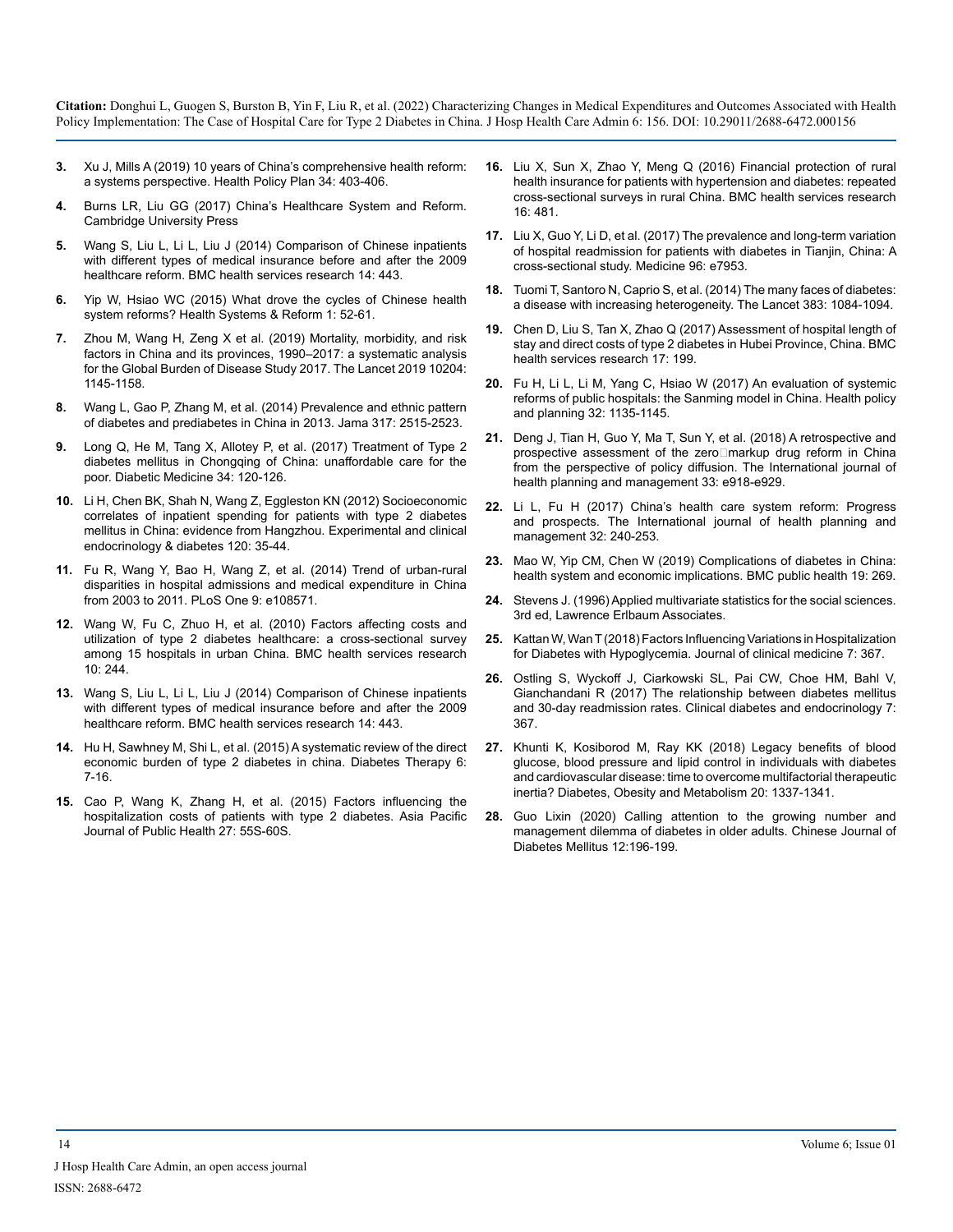3. Xu J, Mills A (2019) 10 years of China's comprehensive health reform: a systems perspective. Health Policy Plan 34: 403-406.

4. Burns LR, Liu GG (2017) China's Healthcare System and Reform. Cambridge University Press

5. Wang S, Liu L, Li L, Liu J (2014) Comparison of Chinese inpatients with different types of medical insurance before and after the 2009 healthcare reform. BMC health services research 14: 443.

6. Yip W, Hsiao WC (2015) What drove the cycles of Chinese health system reforms? Health Systems & Reform 1: 52-61.

7. Zhou M, Wang H, Zeng X et al. (2019) Mortality, morbidity, and risk factors in China and its provinces, 1990–2017: a systematic analysis for the Global Burden of Disease Study 2017. The Lancet 2019 10204: 1145-1158.

8. Wang L, Gao P, Zhang M, et al. (2014) Prevalence and ethnic pattern of diabetes and prediabetes in China in 2013. Jama 317: 2515-2523.

9. Long Q, He M, Tang X, Allotey P, et al. (2017) Treatment of Type 2 diabetes mellitus in Chongqing of China: unaffordable care for the poor. Diabetic Medicine 34: 120-126.

10. Li H, Chen BK, Shah N, Wang Z, Eggleston KN (2012) Socioeconomic correlates of inpatient spending for patients with type 2 diabetes mellitus in China: evidence from Hangzhou. Experimental and clinical endocrinology & diabetes 120: 35-44.

11. Fu R, Wang Y, Bao H, Wang Z, et al. (2014) Trend of urban-rural disparities in hospital admissions and medical expenditure in China from 2003 to 2011. PLoS One 9: e108571.

12. Wang W, Fu C, Zhuo H, et al. (2010) Factors affecting costs and utilization of type 2 diabetes healthcare: a cross-sectional survey among 15 hospitals in urban China. BMC health services research 10: 244.

13. Wang S, Liu L, Li L, Liu J (2014) Comparison of Chinese inpatients with different types of medical insurance before and after the 2009 healthcare reform. BMC health services research 14: 443.

14. Hu H, Sawhney M, Shi L, et al. (2015) A systematic review of the direct economic burden of type 2 diabetes in china. Diabetes Therapy 6: 7-16.

15. Cao P, Wang K, Zhang H, et al. (2015) Factors influencing the hospitalization costs of patients with type 2 diabetes. Asia Pacific Journal of Public Health 27: 55S-60S.

16. Liu X, Sun X, Zhao Y, Meng Q (2016) Financial protection of rural health insurance for patients with hypertension and diabetes: repeated cross-sectional surveys in rural China. BMC health services research 16: 481.

17. Liu X, Guo Y, Li D, et al. (2017) The prevalence and long-term variation of hospital readmission for patients with diabetes in Tianjin, China: A cross-sectional study. Medicine 96: e7953.

18. Tuomi T, Santoro N, Caprio S, et al. (2014) The many faces of diabetes: a disease with increasing heterogeneity. The Lancet 383: 1084-1094.

19. Chen D, Liu S, Tan X, Zhao Q (2017) Assessment of hospital length of stay and direct costs of type 2 diabetes in Hubei Province, China. BMC health services research 17: 199.

20. Fu H, Li L, Li M, Yang C, Hsiao W (2017) An evaluation of systemic reforms of public hospitals: the Sanming model in China. Health policy and planning 32: 1135-1145.

21. Deng J, Tian H, Guo Y, Ma T, Sun Y, et al. (2018) A retrospective and prospective assessment of the zero□markup drug reform in China from the perspective of policy diffusion. The International journal of health planning and management 33: e918-e929.

22. Li L, Fu H (2017) China's health care system reform: Progress and prospects. The International journal of health planning and management 32: 240-253.

23. Mao W, Yip CM, Chen W (2019) Complications of diabetes in China: health system and economic implications. BMC public health 19: 269.

24. Stevens J. (1996) Applied multivariate statistics for the social sciences. 3rd ed, Lawrence Erlbaum Associates.

25. Kattan W, Wan T (2018) Factors Influencing Variations in Hospitalization for Diabetes with Hypoglycemia. Journal of clinical medicine 7: 367.

26. Ostling S, Wyckoff J, Ciarkowski SL, Pai CW, Choe HM, Bahl V, Gianchandani R (2017) The relationship between diabetes mellitus and 30-day readmission rates. Clinical diabetes and endocrinology 7: 367.

27. Khunti K, Kosiborod M, Ray KK (2018) Legacy benefits of blood glucose, blood pressure and lipid control in individuals with diabetes and cardiovascular disease: time to overcome multifactorial therapeutic inertia? Diabetes, Obesity and Metabolism 20: 1337-1341.

28. Guo Lixin (2020) Calling attention to the growing number and management dilemma of diabetes in older adults. Chinese Journal of Diabetes Mellitus 12:196-199.